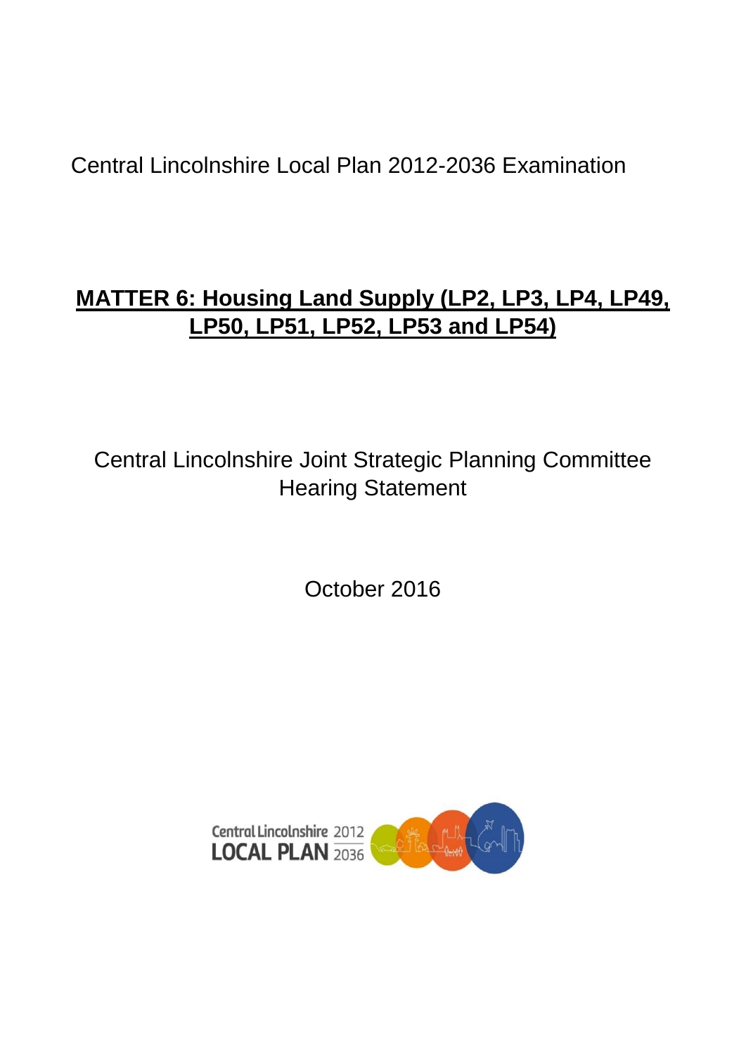Central Lincolnshire Local Plan 2012-2036 Examination

# MATTER 6: Housing Land Supply (LP2, LP3, LP4, LP49, LP50, LP51, LP52, LP53 and LP54)

Central Lincolnshire Joint Strategic Planning Committee
Hearing Statement

October 2016

Central Lincolnshire 2012
LOCAL PLAN 2036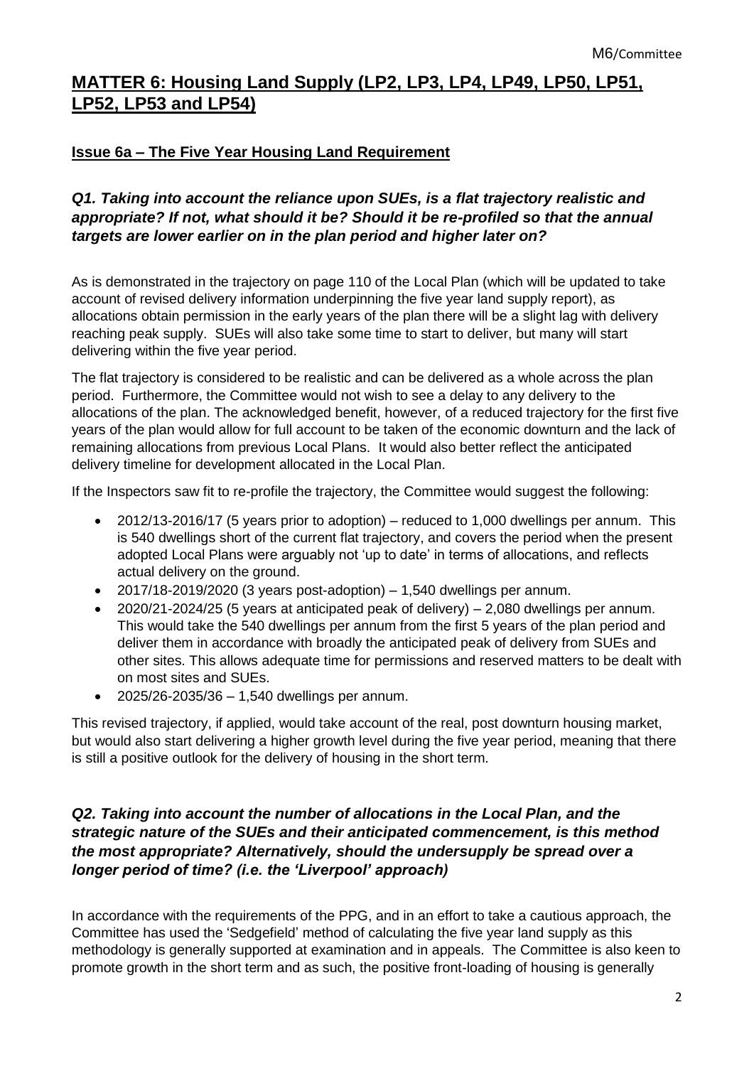## MATTER 6: Housing Land Supply (LP2, LP3, LP4, LP49, LP50, LP51, LP52, LP53 and LP54)

### Issue 6a – The Five Year Housing Land Requirement

#### *Q1. Taking into account the reliance upon SUEs, is a flat trajectory realistic and appropriate? If not, what should it be? Should it be re-profiled so that the annual targets are lower earlier on in the plan period and higher later on?*

As is demonstrated in the trajectory on page 110 of the Local Plan (which will be updated to take account of revised delivery information underpinning the five year land supply report), as allocations obtain permission in the early years of the plan there will be a slight lag with delivery reaching peak supply. SUEs will also take some time to start to deliver, but many will start delivering within the five year period.

The flat trajectory is considered to be realistic and can be delivered as a whole across the plan period. Furthermore, the Committee would not wish to see a delay to any delivery to the allocations of the plan. The acknowledged benefit, however, of a reduced trajectory for the first five years of the plan would allow for full account to be taken of the economic downturn and the lack of remaining allocations from previous Local Plans. It would also better reflect the anticipated delivery timeline for development allocated in the Local Plan.

If the Inspectors saw fit to re-profile the trajectory, the Committee would suggest the following:

- 2012/13-2016/17 (5 years prior to adoption) – reduced to 1,000 dwellings per annum. This is 540 dwellings short of the current flat trajectory, and covers the period when the present adopted Local Plans were arguably not 'up to date' in terms of allocations, and reflects actual delivery on the ground.
- 2017/18-2019/2020 (3 years post-adoption) – 1,540 dwellings per annum.
- 2020/21-2024/25 (5 years at anticipated peak of delivery) – 2,080 dwellings per annum. This would take the 540 dwellings per annum from the first 5 years of the plan period and deliver them in accordance with broadly the anticipated peak of delivery from SUEs and other sites. This allows adequate time for permissions and reserved matters to be dealt with on most sites and SUEs.
- 2025/26-2035/36 – 1,540 dwellings per annum.

This revised trajectory, if applied, would take account of the real, post downturn housing market, but would also start delivering a higher growth level during the five year period, meaning that there is still a positive outlook for the delivery of housing in the short term.

#### *Q2. Taking into account the number of allocations in the Local Plan, and the strategic nature of the SUEs and their anticipated commencement, is this method the most appropriate? Alternatively, should the undersupply be spread over a longer period of time? (i.e. the 'Liverpool' approach)*

In accordance with the requirements of the PPG, and in an effort to take a cautious approach, the Committee has used the 'Sedgefield' method of calculating the five year land supply as this methodology is generally supported at examination and in appeals. The Committee is also keen to promote growth in the short term and as such, the positive front-loading of housing is generally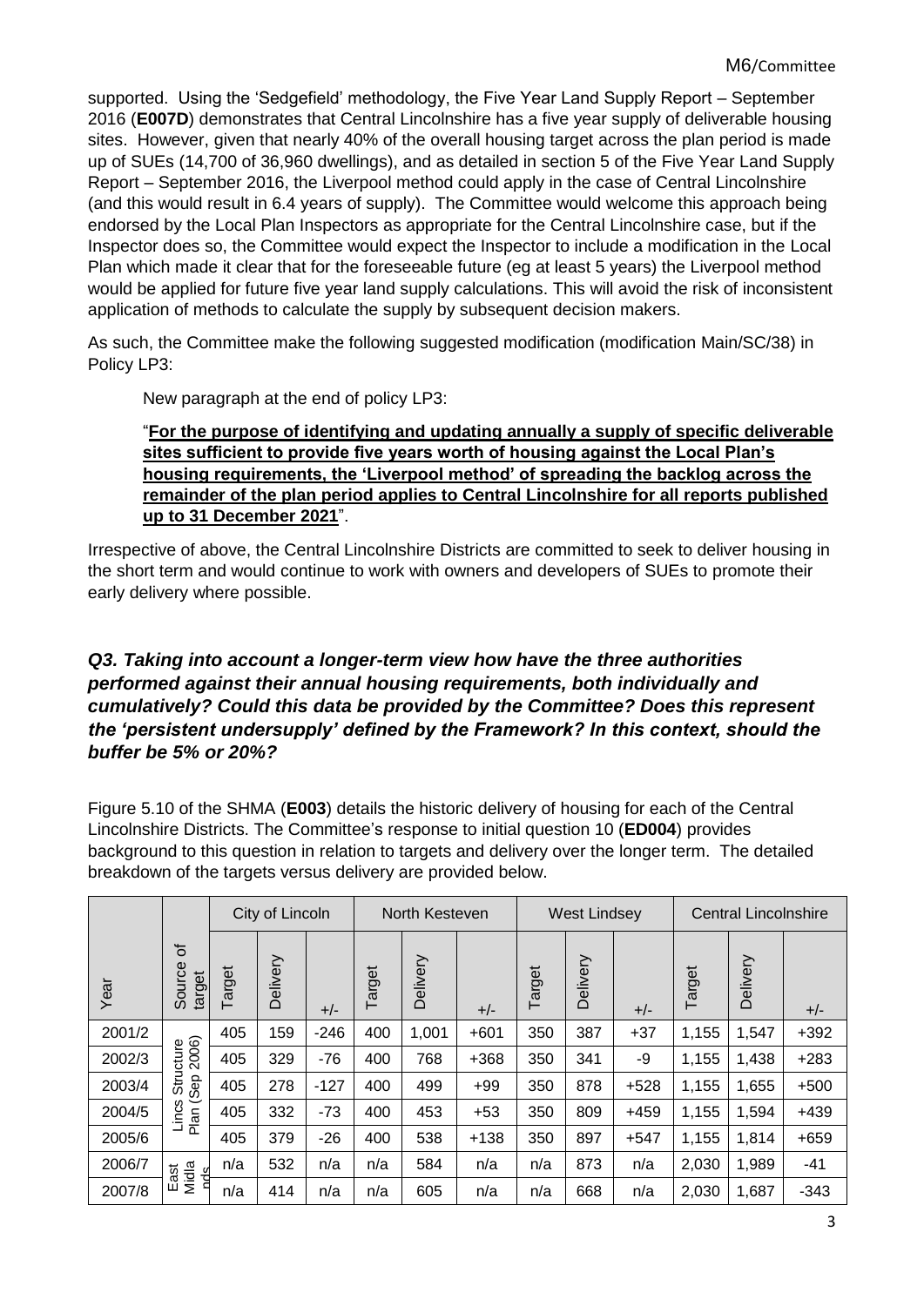supported. Using the 'Sedgefield' methodology, the Five Year Land Supply Report – September 2016 (**E007D**) demonstrates that Central Lincolnshire has a five year supply of deliverable housing sites. However, given that nearly 40% of the overall housing target across the plan period is made up of SUEs (14,700 of 36,960 dwellings), and as detailed in section 5 of the Five Year Land Supply Report – September 2016, the Liverpool method could apply in the case of Central Lincolnshire (and this would result in 6.4 years of supply). The Committee would welcome this approach being endorsed by the Local Plan Inspectors as appropriate for the Central Lincolnshire case, but if the Inspector does so, the Committee would expect the Inspector to include a modification in the Local Plan which made it clear that for the foreseeable future (eg at least 5 years) the Liverpool method would be applied for future five year land supply calculations. This will avoid the risk of inconsistent application of methods to calculate the supply by subsequent decision makers.

As such, the Committee make the following suggested modification (modification Main/SC/38) in Policy LP3:

> New paragraph at the end of policy LP3:
>
> "**For the purpose of identifying and updating annually a supply of specific deliverable sites sufficient to provide five years worth of housing against the Local Plan's housing requirements, the 'Liverpool method' of spreading the backlog across the remainder of the plan period applies to Central Lincolnshire for all reports published up to 31 December 2021**".

Irrespective of above, the Central Lincolnshire Districts are committed to seek to deliver housing in the short term and would continue to work with owners and developers of SUEs to promote their early delivery where possible.

### *Q3. Taking into account a longer-term view how have the three authorities performed against their annual housing requirements, both individually and cumulatively? Could this data be provided by the Committee? Does this represent the 'persistent undersupply' defined by the Framework? In this context, should the buffer be 5% or 20%?*

Figure 5.10 of the SHMA (**E003**) details the historic delivery of housing for each of the Central Lincolnshire Districts. The Committee's response to initial question 10 (**ED004**) provides background to this question in relation to targets and delivery over the longer term. The detailed breakdown of the targets versus delivery are provided below.

| | | City of Lincoln | | | North Kesteven | | | West Lindsey | | | Central Lincolnshire | | |
|---|---|---|---|---|---|---|---|---|---|---|---|---|---|
| Year | Source of target | Target | Delivery | +/- | Target | Delivery | +/- | Target | Delivery | +/- | Target | Delivery | +/- |
| 2001/2 | Lincs Structure Plan (Sep 2006) | 405 | 159 | -246 | 400 | 1,001 | +601 | 350 | 387 | +37 | 1,155 | 1,547 | +392 |
| 2002/3 | Lincs Structure Plan (Sep 2006) | 405 | 329 | -76 | 400 | 768 | +368 | 350 | 341 | -9 | 1,155 | 1,438 | +283 |
| 2003/4 | Lincs Structure Plan (Sep 2006) | 405 | 278 | -127 | 400 | 499 | +99 | 350 | 878 | +528 | 1,155 | 1,655 | +500 |
| 2004/5 | Lincs Structure Plan (Sep 2006) | 405 | 332 | -73 | 400 | 453 | +53 | 350 | 809 | +459 | 1,155 | 1,594 | +439 |
| 2005/6 | Lincs Structure Plan (Sep 2006) | 405 | 379 | -26 | 400 | 538 | +138 | 350 | 897 | +547 | 1,155 | 1,814 | +659 |
| 2006/7 | East Midlands | n/a | 532 | n/a | n/a | 584 | n/a | n/a | 873 | n/a | 2,030 | 1,989 | -41 |
| 2007/8 | East Midlands | n/a | 414 | n/a | n/a | 605 | n/a | n/a | 668 | n/a | 2,030 | 1,687 | -343 |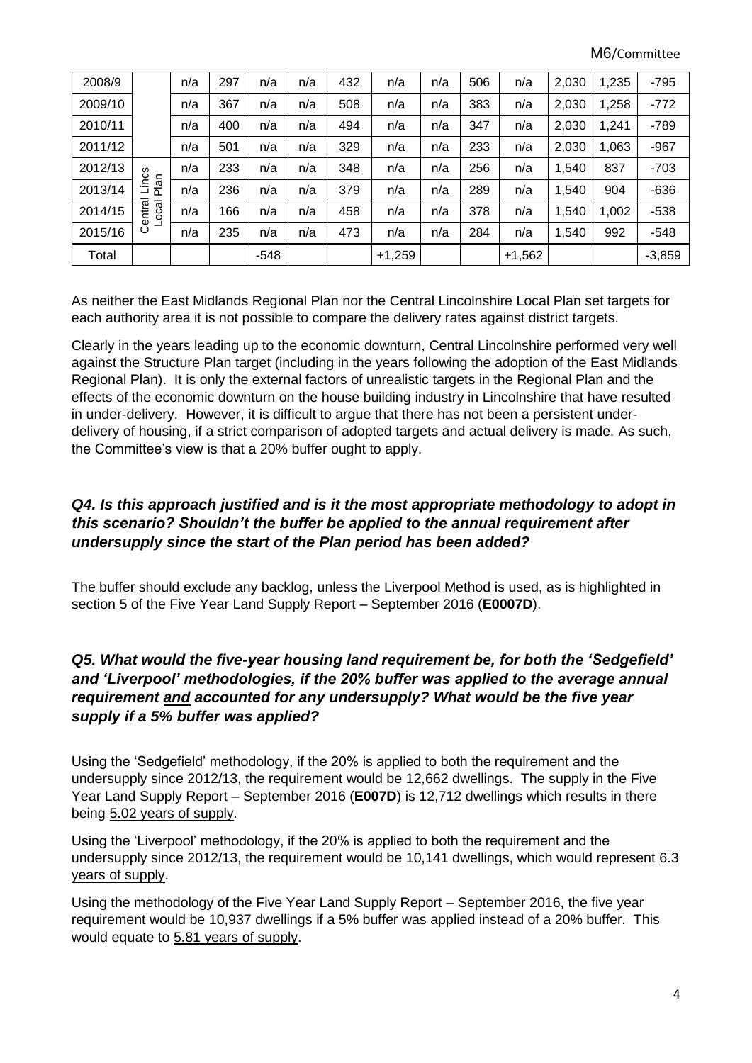| 2008/9 | | n/a | 297 | n/a | n/a | 432 | n/a | n/a | 506 | n/a | 2,030 | 1,235 | -795 |
|---|---|---|---|---|---|---|---|---|---|---|---|---|---|
| 2009/10 | | n/a | 367 | n/a | n/a | 508 | n/a | n/a | 383 | n/a | 2,030 | 1,258 | -772 |
| 2010/11 | | n/a | 400 | n/a | n/a | 494 | n/a | n/a | 347 | n/a | 2,030 | 1,241 | -789 |
| 2011/12 | | n/a | 501 | n/a | n/a | 329 | n/a | n/a | 233 | n/a | 2,030 | 1,063 | -967 |
| 2012/13 | Central Lincs Local Plan | n/a | 233 | n/a | n/a | 348 | n/a | n/a | 256 | n/a | 1,540 | 837 | -703 |
| 2013/14 | | n/a | 236 | n/a | n/a | 379 | n/a | n/a | 289 | n/a | 1,540 | 904 | -636 |
| 2014/15 | | n/a | 166 | n/a | n/a | 458 | n/a | n/a | 378 | n/a | 1,540 | 1,002 | -538 |
| 2015/16 | | n/a | 235 | n/a | n/a | 473 | n/a | n/a | 284 | n/a | 1,540 | 992 | -548 |
| Total | | | | -548 | | | +1,259 | | | +1,562 | | | -3,859 |

As neither the East Midlands Regional Plan nor the Central Lincolnshire Local Plan set targets for each authority area it is not possible to compare the delivery rates against district targets.

Clearly in the years leading up to the economic downturn, Central Lincolnshire performed very well against the Structure Plan target (including in the years following the adoption of the East Midlands Regional Plan). It is only the external factors of unrealistic targets in the Regional Plan and the effects of the economic downturn on the house building industry in Lincolnshire that have resulted in under-delivery. However, it is difficult to argue that there has not been a persistent under-delivery of housing, if a strict comparison of adopted targets and actual delivery is made. As such, the Committee's view is that a 20% buffer ought to apply.

### *Q4. Is this approach justified and is it the most appropriate methodology to adopt in this scenario? Shouldn't the buffer be applied to the annual requirement after undersupply since the start of the Plan period has been added?*

The buffer should exclude any backlog, unless the Liverpool Method is used, as is highlighted in section 5 of the Five Year Land Supply Report – September 2016 (**E0007D**).

### *Q5. What would the five-year housing land requirement be, for both the 'Sedgefield' and 'Liverpool' methodologies, if the 20% buffer was applied to the average annual requirement and accounted for any undersupply? What would be the five year supply if a 5% buffer was applied?*

Using the 'Sedgefield' methodology, if the 20% is applied to both the requirement and the undersupply since 2012/13, the requirement would be 12,662 dwellings. The supply in the Five Year Land Supply Report – September 2016 (**E007D**) is 12,712 dwellings which results in there being 5.02 years of supply.

Using the 'Liverpool' methodology, if the 20% is applied to both the requirement and the undersupply since 2012/13, the requirement would be 10,141 dwellings, which would represent 6.3 years of supply.

Using the methodology of the Five Year Land Supply Report – September 2016, the five year requirement would be 10,937 dwellings if a 5% buffer was applied instead of a 20% buffer. This would equate to 5.81 years of supply.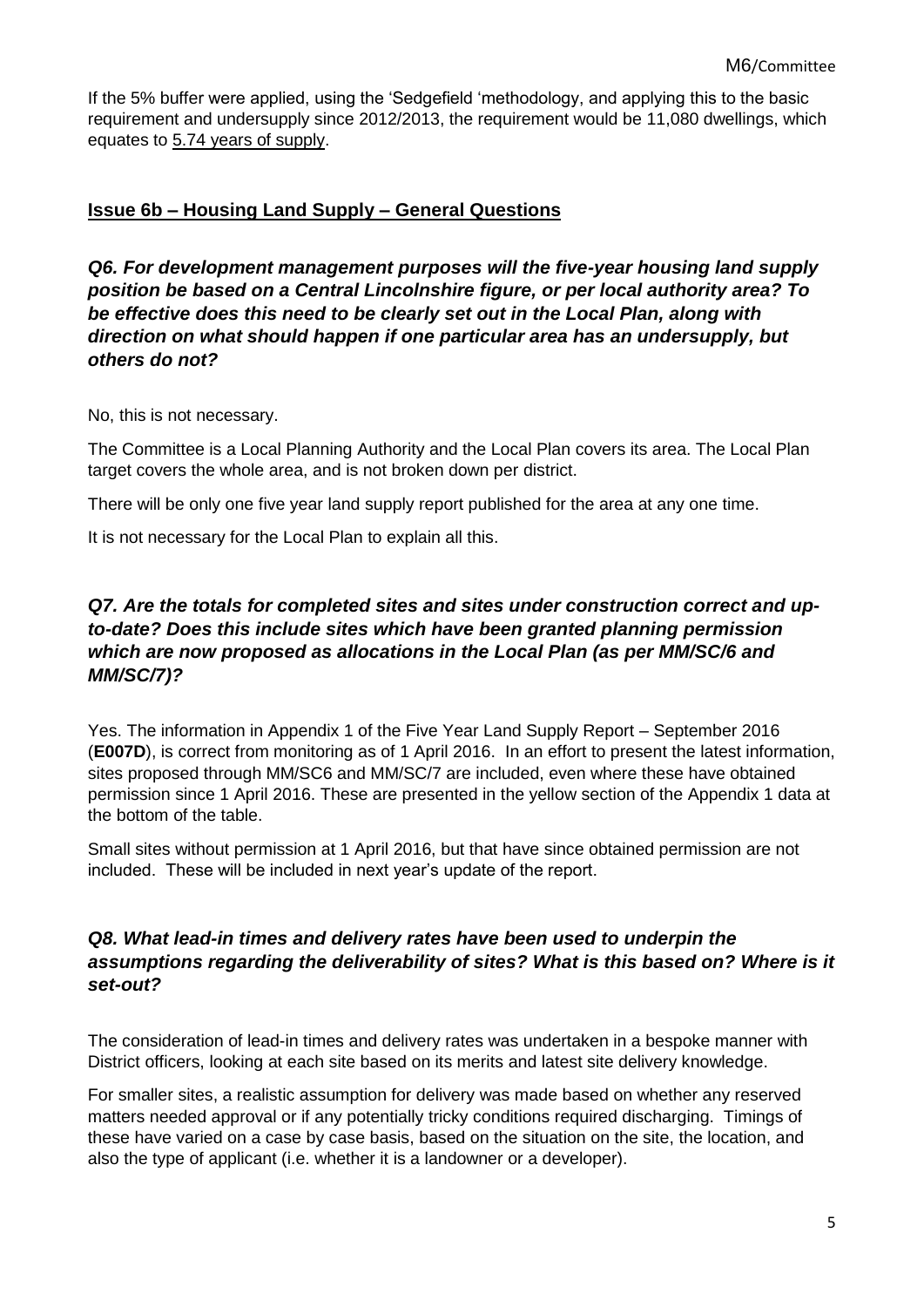If the 5% buffer were applied, using the 'Sedgefield 'methodology, and applying this to the basic requirement and undersupply since 2012/2013, the requirement would be 11,080 dwellings, which equates to 5.74 years of supply.

## Issue 6b – Housing Land Supply – General Questions

***Q6. For development management purposes will the five-year housing land supply position be based on a Central Lincolnshire figure, or per local authority area? To be effective does this need to be clearly set out in the Local Plan, along with direction on what should happen if one particular area has an undersupply, but others do not?***

No, this is not necessary.

The Committee is a Local Planning Authority and the Local Plan covers its area. The Local Plan target covers the whole area, and is not broken down per district.

There will be only one five year land supply report published for the area at any one time.

It is not necessary for the Local Plan to explain all this.

***Q7. Are the totals for completed sites and sites under construction correct and up-to-date? Does this include sites which have been granted planning permission which are now proposed as allocations in the Local Plan (as per MM/SC/6 and MM/SC/7)?***

Yes. The information in Appendix 1 of the Five Year Land Supply Report – September 2016 (**E007D**), is correct from monitoring as of 1 April 2016. In an effort to present the latest information, sites proposed through MM/SC6 and MM/SC/7 are included, even where these have obtained permission since 1 April 2016. These are presented in the yellow section of the Appendix 1 data at the bottom of the table.

Small sites without permission at 1 April 2016, but that have since obtained permission are not included. These will be included in next year's update of the report.

***Q8. What lead-in times and delivery rates have been used to underpin the assumptions regarding the deliverability of sites? What is this based on? Where is it set-out?***

The consideration of lead-in times and delivery rates was undertaken in a bespoke manner with District officers, looking at each site based on its merits and latest site delivery knowledge.

For smaller sites, a realistic assumption for delivery was made based on whether any reserved matters needed approval or if any potentially tricky conditions required discharging. Timings of these have varied on a case by case basis, based on the situation on the site, the location, and also the type of applicant (i.e. whether it is a landowner or a developer).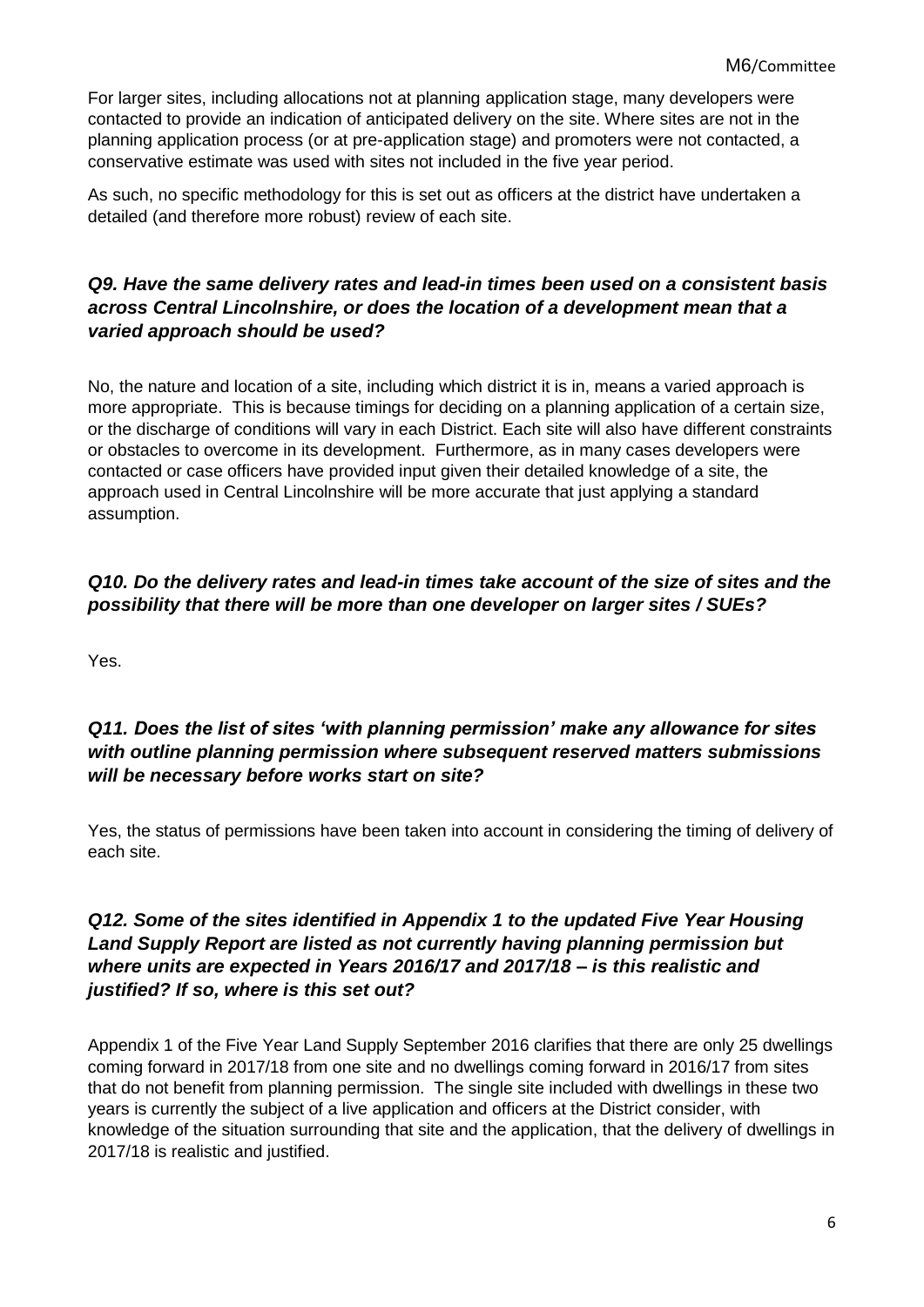For larger sites, including allocations not at planning application stage, many developers were contacted to provide an indication of anticipated delivery on the site. Where sites are not in the planning application process (or at pre-application stage) and promoters were not contacted, a conservative estimate was used with sites not included in the five year period.

As such, no specific methodology for this is set out as officers at the district have undertaken a detailed (and therefore more robust) review of each site.

### *Q9. Have the same delivery rates and lead-in times been used on a consistent basis across Central Lincolnshire, or does the location of a development mean that a varied approach should be used?*

No, the nature and location of a site, including which district it is in, means a varied approach is more appropriate. This is because timings for deciding on a planning application of a certain size, or the discharge of conditions will vary in each District. Each site will also have different constraints or obstacles to overcome in its development. Furthermore, as in many cases developers were contacted or case officers have provided input given their detailed knowledge of a site, the approach used in Central Lincolnshire will be more accurate that just applying a standard assumption.

### *Q10. Do the delivery rates and lead-in times take account of the size of sites and the possibility that there will be more than one developer on larger sites / SUEs?*

Yes.

### *Q11. Does the list of sites 'with planning permission' make any allowance for sites with outline planning permission where subsequent reserved matters submissions will be necessary before works start on site?*

Yes, the status of permissions have been taken into account in considering the timing of delivery of each site.

### *Q12. Some of the sites identified in Appendix 1 to the updated Five Year Housing Land Supply Report are listed as not currently having planning permission but where units are expected in Years 2016/17 and 2017/18 – is this realistic and justified? If so, where is this set out?*

Appendix 1 of the Five Year Land Supply September 2016 clarifies that there are only 25 dwellings coming forward in 2017/18 from one site and no dwellings coming forward in 2016/17 from sites that do not benefit from planning permission. The single site included with dwellings in these two years is currently the subject of a live application and officers at the District consider, with knowledge of the situation surrounding that site and the application, that the delivery of dwellings in 2017/18 is realistic and justified.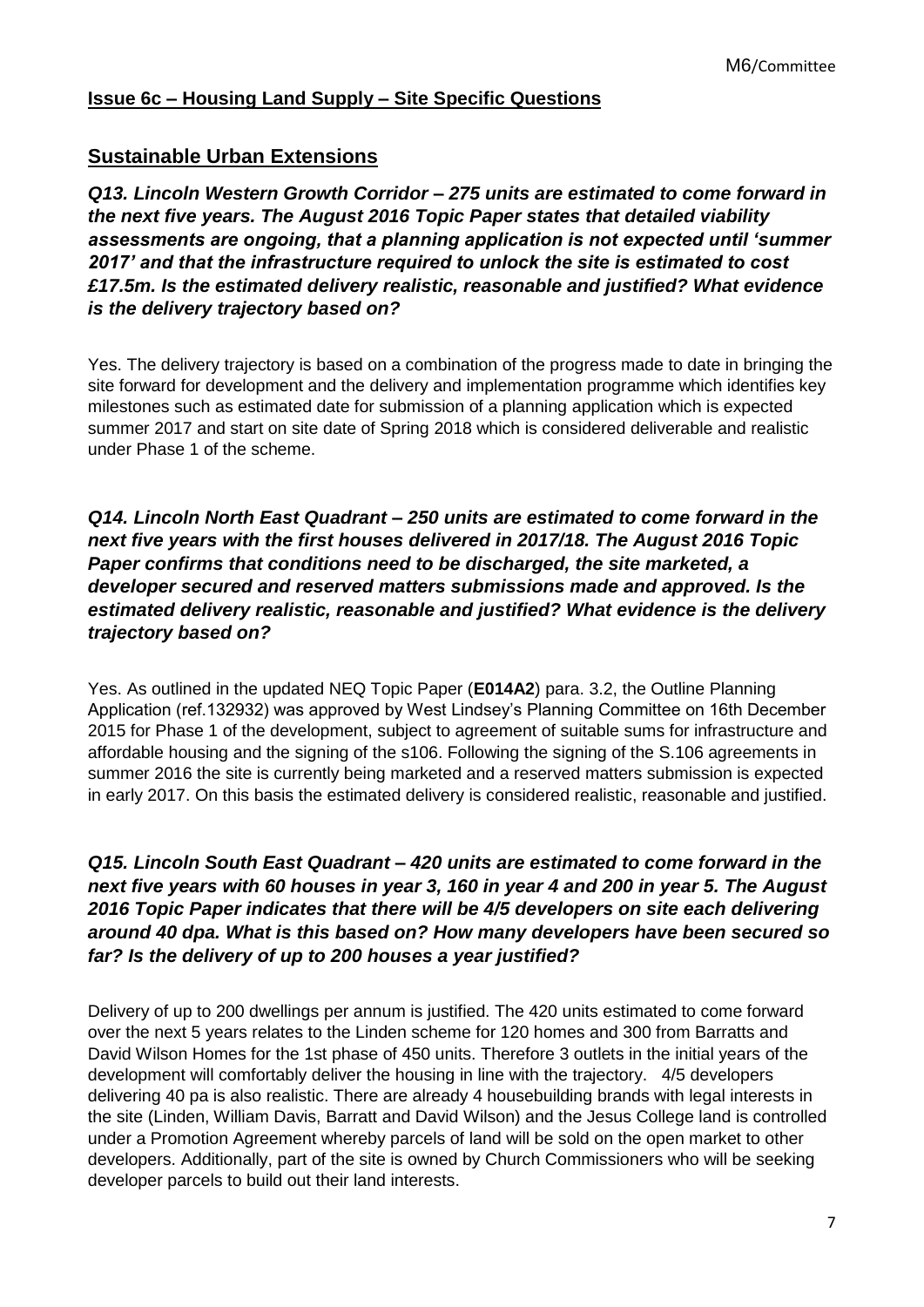**Issue 6c – Housing Land Supply – Site Specific Questions**

## Sustainable Urban Extensions

***Q13. Lincoln Western Growth Corridor – 275 units are estimated to come forward in the next five years. The August 2016 Topic Paper states that detailed viability assessments are ongoing, that a planning application is not expected until 'summer 2017' and that the infrastructure required to unlock the site is estimated to cost £17.5m. Is the estimated delivery realistic, reasonable and justified? What evidence is the delivery trajectory based on?***

Yes. The delivery trajectory is based on a combination of the progress made to date in bringing the site forward for development and the delivery and implementation programme which identifies key milestones such as estimated date for submission of a planning application which is expected summer 2017 and start on site date of Spring 2018 which is considered deliverable and realistic under Phase 1 of the scheme.

***Q14. Lincoln North East Quadrant – 250 units are estimated to come forward in the next five years with the first houses delivered in 2017/18. The August 2016 Topic Paper confirms that conditions need to be discharged, the site marketed, a developer secured and reserved matters submissions made and approved. Is the estimated delivery realistic, reasonable and justified? What evidence is the delivery trajectory based on?***

Yes. As outlined in the updated NEQ Topic Paper (**E014A2**) para. 3.2, the Outline Planning Application (ref.132932) was approved by West Lindsey's Planning Committee on 16th December 2015 for Phase 1 of the development, subject to agreement of suitable sums for infrastructure and affordable housing and the signing of the s106. Following the signing of the S.106 agreements in summer 2016 the site is currently being marketed and a reserved matters submission is expected in early 2017. On this basis the estimated delivery is considered realistic, reasonable and justified.

***Q15. Lincoln South East Quadrant – 420 units are estimated to come forward in the next five years with 60 houses in year 3, 160 in year 4 and 200 in year 5. The August 2016 Topic Paper indicates that there will be 4/5 developers on site each delivering around 40 dpa. What is this based on? How many developers have been secured so far? Is the delivery of up to 200 houses a year justified?***

Delivery of up to 200 dwellings per annum is justified. The 420 units estimated to come forward over the next 5 years relates to the Linden scheme for 120 homes and 300 from Barratts and David Wilson Homes for the 1st phase of 450 units. Therefore 3 outlets in the initial years of the development will comfortably deliver the housing in line with the trajectory. 4/5 developers delivering 40 pa is also realistic. There are already 4 housebuilding brands with legal interests in the site (Linden, William Davis, Barratt and David Wilson) and the Jesus College land is controlled under a Promotion Agreement whereby parcels of land will be sold on the open market to other developers. Additionally, part of the site is owned by Church Commissioners who will be seeking developer parcels to build out their land interests.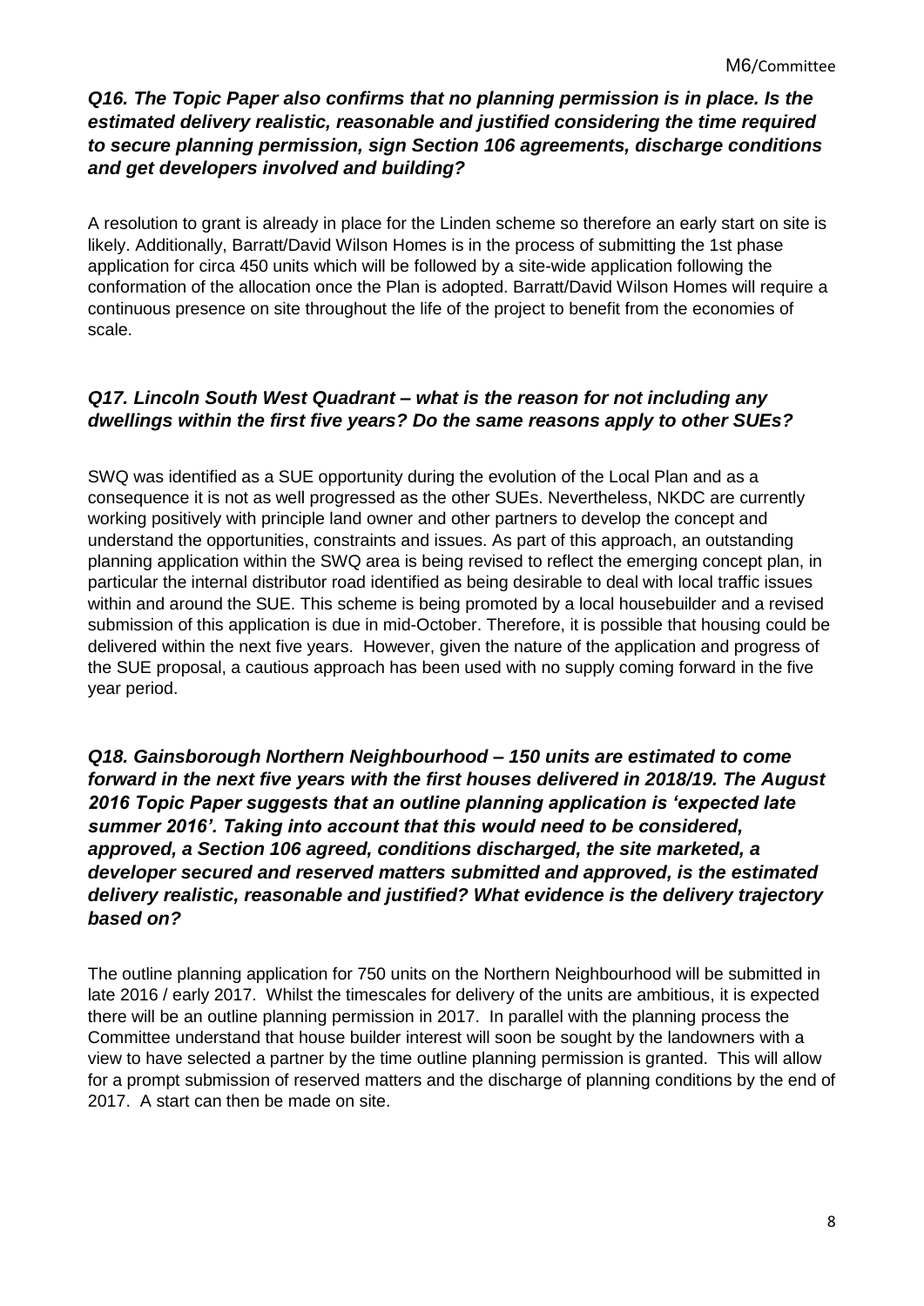***Q16. The Topic Paper also confirms that no planning permission is in place. Is the estimated delivery realistic, reasonable and justified considering the time required to secure planning permission, sign Section 106 agreements, discharge conditions and get developers involved and building?***

A resolution to grant is already in place for the Linden scheme so therefore an early start on site is likely. Additionally, Barratt/David Wilson Homes is in the process of submitting the 1st phase application for circa 450 units which will be followed by a site-wide application following the conformation of the allocation once the Plan is adopted. Barratt/David Wilson Homes will require a continuous presence on site throughout the life of the project to benefit from the economies of scale.

***Q17. Lincoln South West Quadrant – what is the reason for not including any dwellings within the first five years? Do the same reasons apply to other SUEs?***

SWQ was identified as a SUE opportunity during the evolution of the Local Plan and as a consequence it is not as well progressed as the other SUEs. Nevertheless, NKDC are currently working positively with principle land owner and other partners to develop the concept and understand the opportunities, constraints and issues. As part of this approach, an outstanding planning application within the SWQ area is being revised to reflect the emerging concept plan, in particular the internal distributor road identified as being desirable to deal with local traffic issues within and around the SUE. This scheme is being promoted by a local housebuilder and a revised submission of this application is due in mid-October. Therefore, it is possible that housing could be delivered within the next five years. However, given the nature of the application and progress of the SUE proposal, a cautious approach has been used with no supply coming forward in the five year period.

***Q18. Gainsborough Northern Neighbourhood – 150 units are estimated to come forward in the next five years with the first houses delivered in 2018/19. The August 2016 Topic Paper suggests that an outline planning application is 'expected late summer 2016'. Taking into account that this would need to be considered, approved, a Section 106 agreed, conditions discharged, the site marketed, a developer secured and reserved matters submitted and approved, is the estimated delivery realistic, reasonable and justified? What evidence is the delivery trajectory based on?***

The outline planning application for 750 units on the Northern Neighbourhood will be submitted in late 2016 / early 2017. Whilst the timescales for delivery of the units are ambitious, it is expected there will be an outline planning permission in 2017. In parallel with the planning process the Committee understand that house builder interest will soon be sought by the landowners with a view to have selected a partner by the time outline planning permission is granted. This will allow for a prompt submission of reserved matters and the discharge of planning conditions by the end of 2017. A start can then be made on site.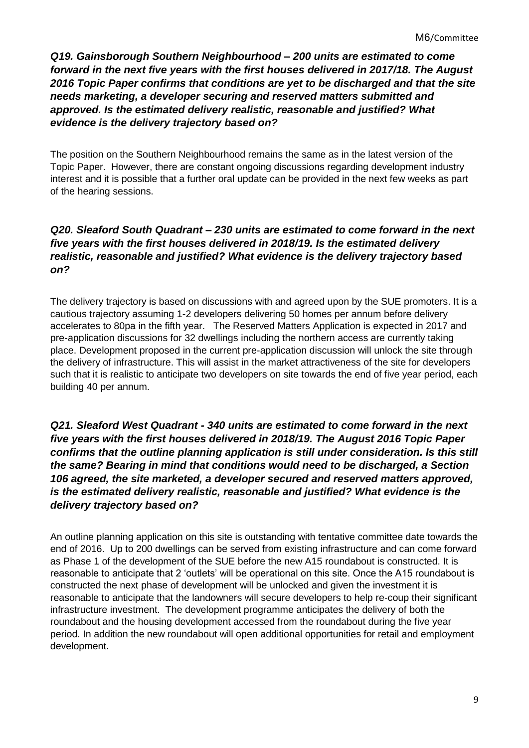***Q19. Gainsborough Southern Neighbourhood – 200 units are estimated to come forward in the next five years with the first houses delivered in 2017/18. The August 2016 Topic Paper confirms that conditions are yet to be discharged and that the site needs marketing, a developer securing and reserved matters submitted and approved. Is the estimated delivery realistic, reasonable and justified? What evidence is the delivery trajectory based on?***

The position on the Southern Neighbourhood remains the same as in the latest version of the Topic Paper. However, there are constant ongoing discussions regarding development industry interest and it is possible that a further oral update can be provided in the next few weeks as part of the hearing sessions.

***Q20. Sleaford South Quadrant – 230 units are estimated to come forward in the next five years with the first houses delivered in 2018/19. Is the estimated delivery realistic, reasonable and justified? What evidence is the delivery trajectory based on?***

The delivery trajectory is based on discussions with and agreed upon by the SUE promoters. It is a cautious trajectory assuming 1-2 developers delivering 50 homes per annum before delivery accelerates to 80pa in the fifth year. The Reserved Matters Application is expected in 2017 and pre-application discussions for 32 dwellings including the northern access are currently taking place. Development proposed in the current pre-application discussion will unlock the site through the delivery of infrastructure. This will assist in the market attractiveness of the site for developers such that it is realistic to anticipate two developers on site towards the end of five year period, each building 40 per annum.

***Q21. Sleaford West Quadrant - 340 units are estimated to come forward in the next five years with the first houses delivered in 2018/19. The August 2016 Topic Paper confirms that the outline planning application is still under consideration. Is this still the same? Bearing in mind that conditions would need to be discharged, a Section 106 agreed, the site marketed, a developer secured and reserved matters approved, is the estimated delivery realistic, reasonable and justified? What evidence is the delivery trajectory based on?***

An outline planning application on this site is outstanding with tentative committee date towards the end of 2016. Up to 200 dwellings can be served from existing infrastructure and can come forward as Phase 1 of the development of the SUE before the new A15 roundabout is constructed. It is reasonable to anticipate that 2 'outlets' will be operational on this site. Once the A15 roundabout is constructed the next phase of development will be unlocked and given the investment it is reasonable to anticipate that the landowners will secure developers to help re-coup their significant infrastructure investment. The development programme anticipates the delivery of both the roundabout and the housing development accessed from the roundabout during the five year period. In addition the new roundabout will open additional opportunities for retail and employment development.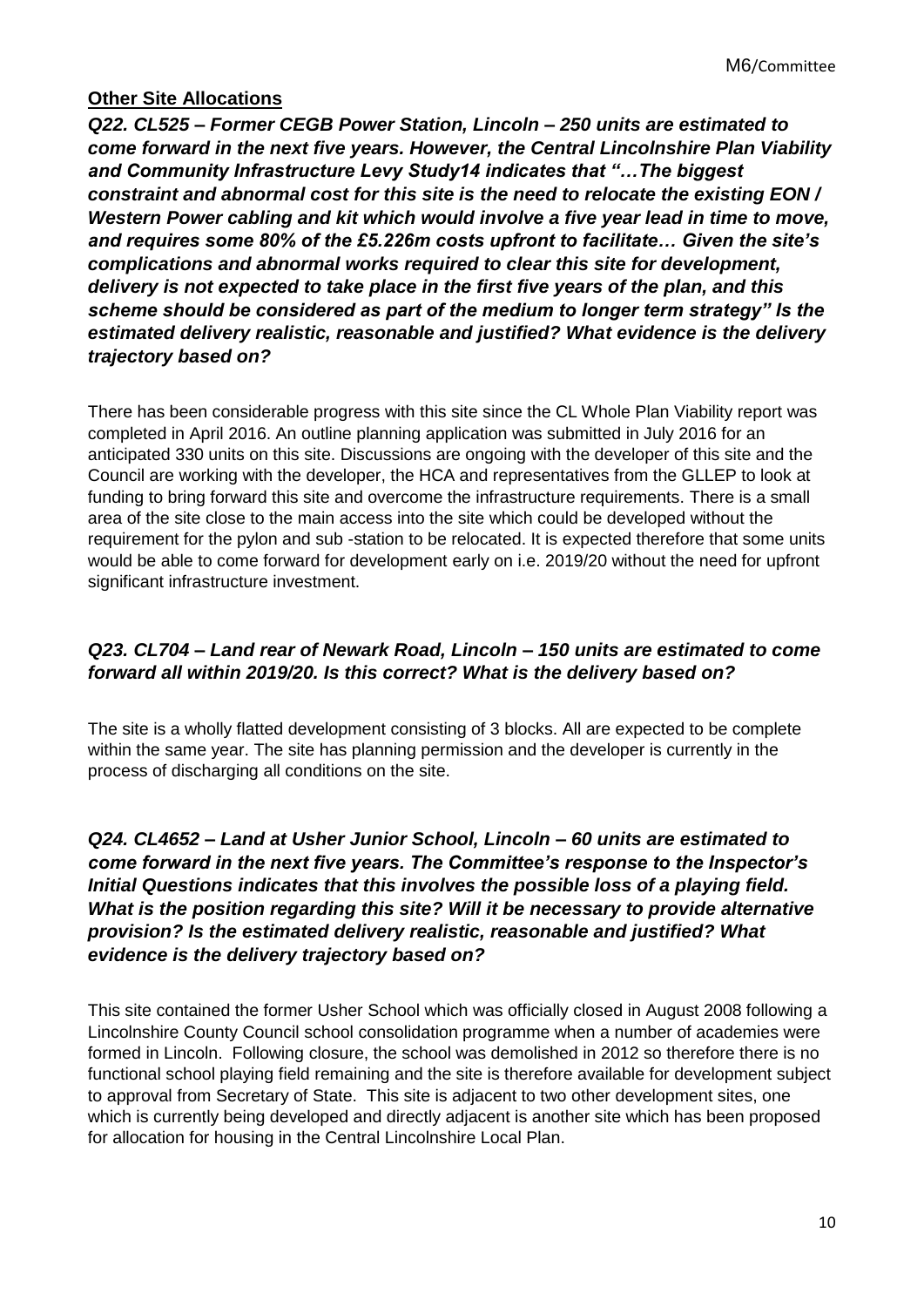## Other Site Allocations

***Q22. CL525 – Former CEGB Power Station, Lincoln – 250 units are estimated to come forward in the next five years. However, the Central Lincolnshire Plan Viability and Community Infrastructure Levy Study14 indicates that "…The biggest constraint and abnormal cost for this site is the need to relocate the existing EON / Western Power cabling and kit which would involve a five year lead in time to move, and requires some 80% of the £5.226m costs upfront to facilitate… Given the site's complications and abnormal works required to clear this site for development, delivery is not expected to take place in the first five years of the plan, and this scheme should be considered as part of the medium to longer term strategy" Is the estimated delivery realistic, reasonable and justified? What evidence is the delivery trajectory based on?***

There has been considerable progress with this site since the CL Whole Plan Viability report was completed in April 2016. An outline planning application was submitted in July 2016 for an anticipated 330 units on this site. Discussions are ongoing with the developer of this site and the Council are working with the developer, the HCA and representatives from the GLLEP to look at funding to bring forward this site and overcome the infrastructure requirements. There is a small area of the site close to the main access into the site which could be developed without the requirement for the pylon and sub -station to be relocated. It is expected therefore that some units would be able to come forward for development early on i.e. 2019/20 without the need for upfront significant infrastructure investment.

***Q23. CL704 – Land rear of Newark Road, Lincoln – 150 units are estimated to come forward all within 2019/20. Is this correct? What is the delivery based on?***

The site is a wholly flatted development consisting of 3 blocks. All are expected to be complete within the same year. The site has planning permission and the developer is currently in the process of discharging all conditions on the site.

***Q24. CL4652 – Land at Usher Junior School, Lincoln – 60 units are estimated to come forward in the next five years. The Committee's response to the Inspector's Initial Questions indicates that this involves the possible loss of a playing field. What is the position regarding this site? Will it be necessary to provide alternative provision? Is the estimated delivery realistic, reasonable and justified? What evidence is the delivery trajectory based on?***

This site contained the former Usher School which was officially closed in August 2008 following a Lincolnshire County Council school consolidation programme when a number of academies were formed in Lincoln. Following closure, the school was demolished in 2012 so therefore there is no functional school playing field remaining and the site is therefore available for development subject to approval from Secretary of State. This site is adjacent to two other development sites, one which is currently being developed and directly adjacent is another site which has been proposed for allocation for housing in the Central Lincolnshire Local Plan.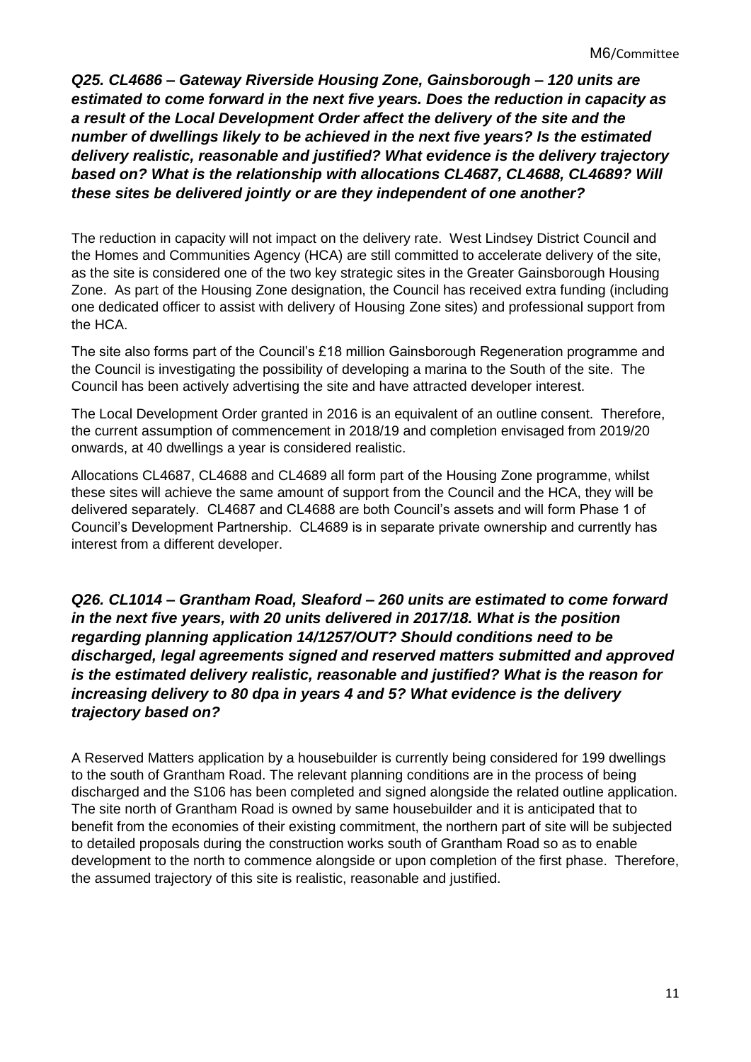***Q25. CL4686 – Gateway Riverside Housing Zone, Gainsborough – 120 units are estimated to come forward in the next five years. Does the reduction in capacity as a result of the Local Development Order affect the delivery of the site and the number of dwellings likely to be achieved in the next five years? Is the estimated delivery realistic, reasonable and justified? What evidence is the delivery trajectory based on? What is the relationship with allocations CL4687, CL4688, CL4689? Will these sites be delivered jointly or are they independent of one another?***

The reduction in capacity will not impact on the delivery rate. West Lindsey District Council and the Homes and Communities Agency (HCA) are still committed to accelerate delivery of the site, as the site is considered one of the two key strategic sites in the Greater Gainsborough Housing Zone. As part of the Housing Zone designation, the Council has received extra funding (including one dedicated officer to assist with delivery of Housing Zone sites) and professional support from the HCA.

The site also forms part of the Council's £18 million Gainsborough Regeneration programme and the Council is investigating the possibility of developing a marina to the South of the site. The Council has been actively advertising the site and have attracted developer interest.

The Local Development Order granted in 2016 is an equivalent of an outline consent. Therefore, the current assumption of commencement in 2018/19 and completion envisaged from 2019/20 onwards, at 40 dwellings a year is considered realistic.

Allocations CL4687, CL4688 and CL4689 all form part of the Housing Zone programme, whilst these sites will achieve the same amount of support from the Council and the HCA, they will be delivered separately. CL4687 and CL4688 are both Council's assets and will form Phase 1 of Council's Development Partnership. CL4689 is in separate private ownership and currently has interest from a different developer.

***Q26. CL1014 – Grantham Road, Sleaford – 260 units are estimated to come forward in the next five years, with 20 units delivered in 2017/18. What is the position regarding planning application 14/1257/OUT? Should conditions need to be discharged, legal agreements signed and reserved matters submitted and approved is the estimated delivery realistic, reasonable and justified? What is the reason for increasing delivery to 80 dpa in years 4 and 5? What evidence is the delivery trajectory based on?***

A Reserved Matters application by a housebuilder is currently being considered for 199 dwellings to the south of Grantham Road. The relevant planning conditions are in the process of being discharged and the S106 has been completed and signed alongside the related outline application. The site north of Grantham Road is owned by same housebuilder and it is anticipated that to benefit from the economies of their existing commitment, the northern part of site will be subjected to detailed proposals during the construction works south of Grantham Road so as to enable development to the north to commence alongside or upon completion of the first phase. Therefore, the assumed trajectory of this site is realistic, reasonable and justified.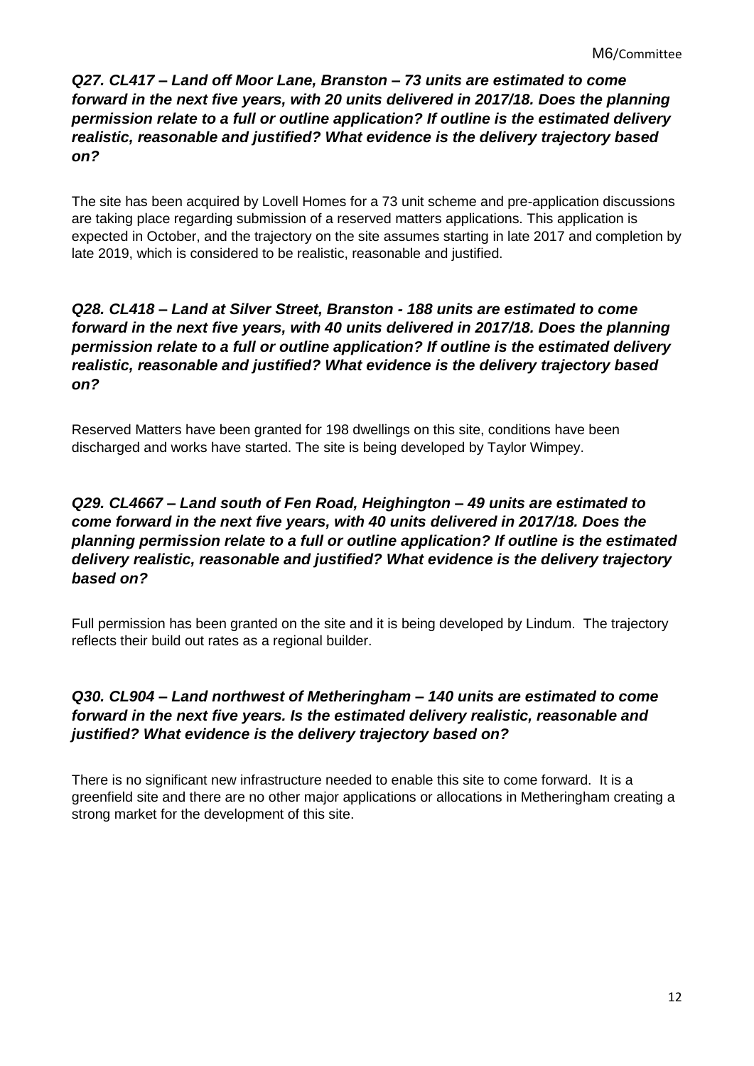***Q27. CL417 – Land off Moor Lane, Branston – 73 units are estimated to come forward in the next five years, with 20 units delivered in 2017/18. Does the planning permission relate to a full or outline application? If outline is the estimated delivery realistic, reasonable and justified? What evidence is the delivery trajectory based on?***

The site has been acquired by Lovell Homes for a 73 unit scheme and pre-application discussions are taking place regarding submission of a reserved matters applications. This application is expected in October, and the trajectory on the site assumes starting in late 2017 and completion by late 2019, which is considered to be realistic, reasonable and justified.

***Q28. CL418 – Land at Silver Street, Branston - 188 units are estimated to come forward in the next five years, with 40 units delivered in 2017/18. Does the planning permission relate to a full or outline application? If outline is the estimated delivery realistic, reasonable and justified? What evidence is the delivery trajectory based on?***

Reserved Matters have been granted for 198 dwellings on this site, conditions have been discharged and works have started. The site is being developed by Taylor Wimpey.

***Q29. CL4667 – Land south of Fen Road, Heighington – 49 units are estimated to come forward in the next five years, with 40 units delivered in 2017/18. Does the planning permission relate to a full or outline application? If outline is the estimated delivery realistic, reasonable and justified? What evidence is the delivery trajectory based on?***

Full permission has been granted on the site and it is being developed by Lindum. The trajectory reflects their build out rates as a regional builder.

***Q30. CL904 – Land northwest of Metheringham – 140 units are estimated to come forward in the next five years. Is the estimated delivery realistic, reasonable and justified? What evidence is the delivery trajectory based on?***

There is no significant new infrastructure needed to enable this site to come forward. It is a greenfield site and there are no other major applications or allocations in Metheringham creating a strong market for the development of this site.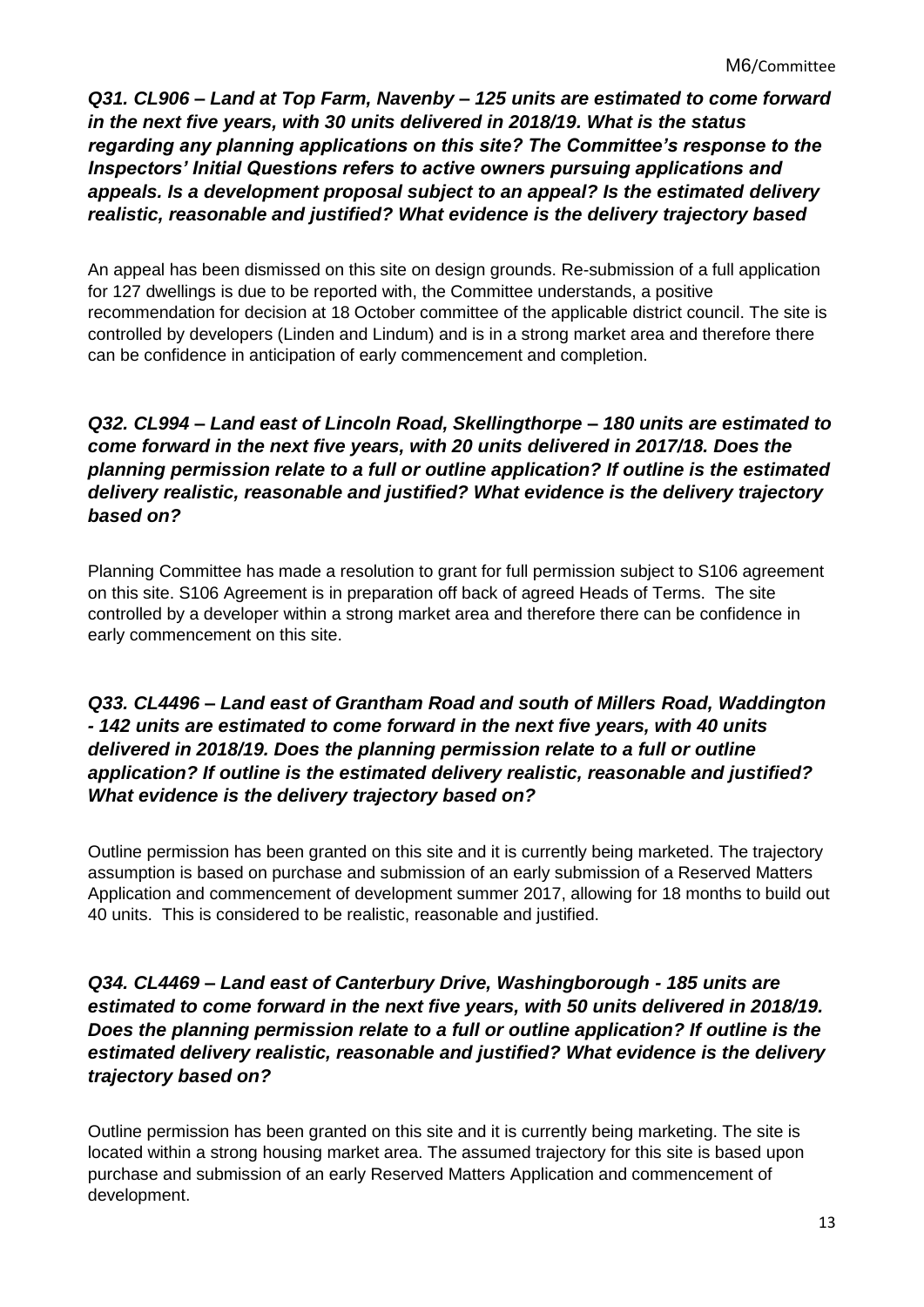***Q31. CL906 – Land at Top Farm, Navenby – 125 units are estimated to come forward in the next five years, with 30 units delivered in 2018/19. What is the status regarding any planning applications on this site? The Committee's response to the Inspectors' Initial Questions refers to active owners pursuing applications and appeals. Is a development proposal subject to an appeal? Is the estimated delivery realistic, reasonable and justified? What evidence is the delivery trajectory based***

An appeal has been dismissed on this site on design grounds. Re-submission of a full application for 127 dwellings is due to be reported with, the Committee understands, a positive recommendation for decision at 18 October committee of the applicable district council. The site is controlled by developers (Linden and Lindum) and is in a strong market area and therefore there can be confidence in anticipation of early commencement and completion.

***Q32. CL994 – Land east of Lincoln Road, Skellingthorpe – 180 units are estimated to come forward in the next five years, with 20 units delivered in 2017/18. Does the planning permission relate to a full or outline application? If outline is the estimated delivery realistic, reasonable and justified? What evidence is the delivery trajectory based on?***

Planning Committee has made a resolution to grant for full permission subject to S106 agreement on this site. S106 Agreement is in preparation off back of agreed Heads of Terms. The site controlled by a developer within a strong market area and therefore there can be confidence in early commencement on this site.

***Q33. CL4496 – Land east of Grantham Road and south of Millers Road, Waddington - 142 units are estimated to come forward in the next five years, with 40 units delivered in 2018/19. Does the planning permission relate to a full or outline application? If outline is the estimated delivery realistic, reasonable and justified? What evidence is the delivery trajectory based on?***

Outline permission has been granted on this site and it is currently being marketed. The trajectory assumption is based on purchase and submission of an early submission of a Reserved Matters Application and commencement of development summer 2017, allowing for 18 months to build out 40 units. This is considered to be realistic, reasonable and justified.

***Q34. CL4469 – Land east of Canterbury Drive, Washingborough - 185 units are estimated to come forward in the next five years, with 50 units delivered in 2018/19. Does the planning permission relate to a full or outline application? If outline is the estimated delivery realistic, reasonable and justified? What evidence is the delivery trajectory based on?***

Outline permission has been granted on this site and it is currently being marketing. The site is located within a strong housing market area. The assumed trajectory for this site is based upon purchase and submission of an early Reserved Matters Application and commencement of development.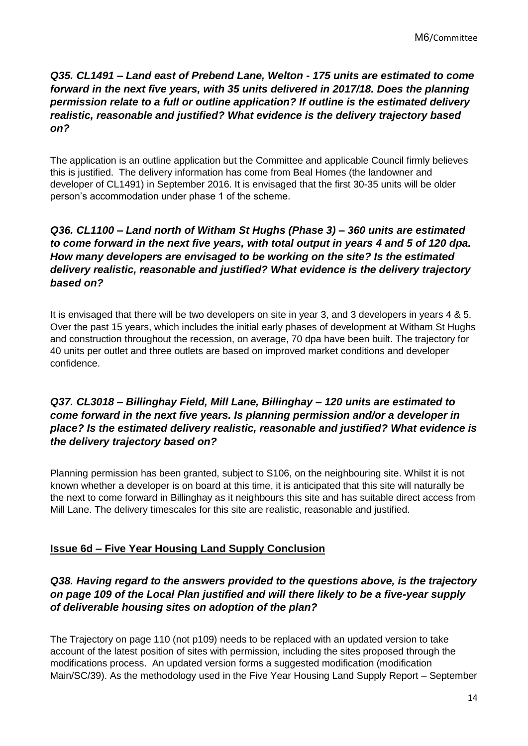***Q35. CL1491 – Land east of Prebend Lane, Welton - 175 units are estimated to come forward in the next five years, with 35 units delivered in 2017/18. Does the planning permission relate to a full or outline application? If outline is the estimated delivery realistic, reasonable and justified? What evidence is the delivery trajectory based on?***

The application is an outline application but the Committee and applicable Council firmly believes this is justified. The delivery information has come from Beal Homes (the landowner and developer of CL1491) in September 2016. It is envisaged that the first 30-35 units will be older person's accommodation under phase 1 of the scheme.

***Q36. CL1100 – Land north of Witham St Hughs (Phase 3) – 360 units are estimated to come forward in the next five years, with total output in years 4 and 5 of 120 dpa. How many developers are envisaged to be working on the site? Is the estimated delivery realistic, reasonable and justified? What evidence is the delivery trajectory based on?***

It is envisaged that there will be two developers on site in year 3, and 3 developers in years 4 & 5. Over the past 15 years, which includes the initial early phases of development at Witham St Hughs and construction throughout the recession, on average, 70 dpa have been built. The trajectory for 40 units per outlet and three outlets are based on improved market conditions and developer confidence.

***Q37. CL3018 – Billinghay Field, Mill Lane, Billinghay – 120 units are estimated to come forward in the next five years. Is planning permission and/or a developer in place? Is the estimated delivery realistic, reasonable and justified? What evidence is the delivery trajectory based on?***

Planning permission has been granted, subject to S106, on the neighbouring site. Whilst it is not known whether a developer is on board at this time, it is anticipated that this site will naturally be the next to come forward in Billinghay as it neighbours this site and has suitable direct access from Mill Lane. The delivery timescales for this site are realistic, reasonable and justified.

## Issue 6d – Five Year Housing Land Supply Conclusion

***Q38. Having regard to the answers provided to the questions above, is the trajectory on page 109 of the Local Plan justified and will there likely to be a five-year supply of deliverable housing sites on adoption of the plan?***

The Trajectory on page 110 (not p109) needs to be replaced with an updated version to take account of the latest position of sites with permission, including the sites proposed through the modifications process. An updated version forms a suggested modification (modification Main/SC/39). As the methodology used in the Five Year Housing Land Supply Report – September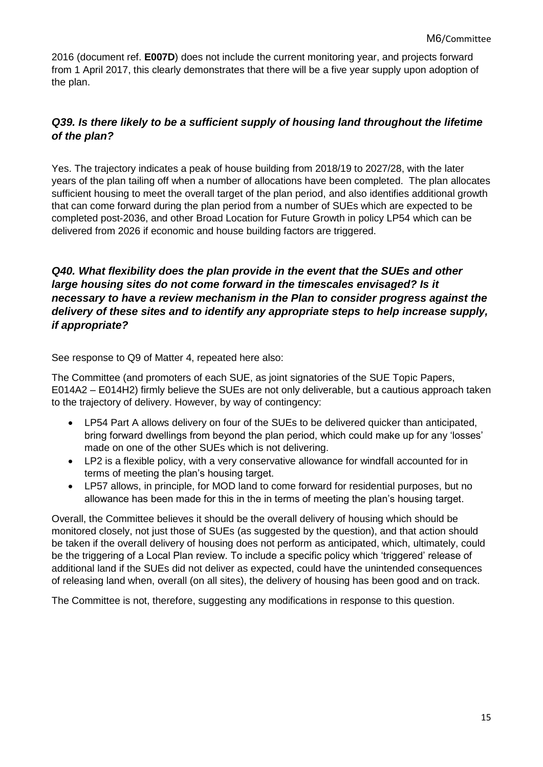2016 (document ref. **E007D**) does not include the current monitoring year, and projects forward from 1 April 2017, this clearly demonstrates that there will be a five year supply upon adoption of the plan.

### ***Q39. Is there likely to be a sufficient supply of housing land throughout the lifetime of the plan?***

Yes. The trajectory indicates a peak of house building from 2018/19 to 2027/28, with the later years of the plan tailing off when a number of allocations have been completed. The plan allocates sufficient housing to meet the overall target of the plan period, and also identifies additional growth that can come forward during the plan period from a number of SUEs which are expected to be completed post-2036, and other Broad Location for Future Growth in policy LP54 which can be delivered from 2026 if economic and house building factors are triggered.

### ***Q40. What flexibility does the plan provide in the event that the SUEs and other large housing sites do not come forward in the timescales envisaged? Is it necessary to have a review mechanism in the Plan to consider progress against the delivery of these sites and to identify any appropriate steps to help increase supply, if appropriate?***

See response to Q9 of Matter 4, repeated here also:

The Committee (and promoters of each SUE, as joint signatories of the SUE Topic Papers, E014A2 – E014H2) firmly believe the SUEs are not only deliverable, but a cautious approach taken to the trajectory of delivery. However, by way of contingency:

- LP54 Part A allows delivery on four of the SUEs to be delivered quicker than anticipated, bring forward dwellings from beyond the plan period, which could make up for any 'losses' made on one of the other SUEs which is not delivering.
- LP2 is a flexible policy, with a very conservative allowance for windfall accounted for in terms of meeting the plan's housing target.
- LP57 allows, in principle, for MOD land to come forward for residential purposes, but no allowance has been made for this in the in terms of meeting the plan's housing target.

Overall, the Committee believes it should be the overall delivery of housing which should be monitored closely, not just those of SUEs (as suggested by the question), and that action should be taken if the overall delivery of housing does not perform as anticipated, which, ultimately, could be the triggering of a Local Plan review. To include a specific policy which 'triggered' release of additional land if the SUEs did not deliver as expected, could have the unintended consequences of releasing land when, overall (on all sites), the delivery of housing has been good and on track.

The Committee is not, therefore, suggesting any modifications in response to this question.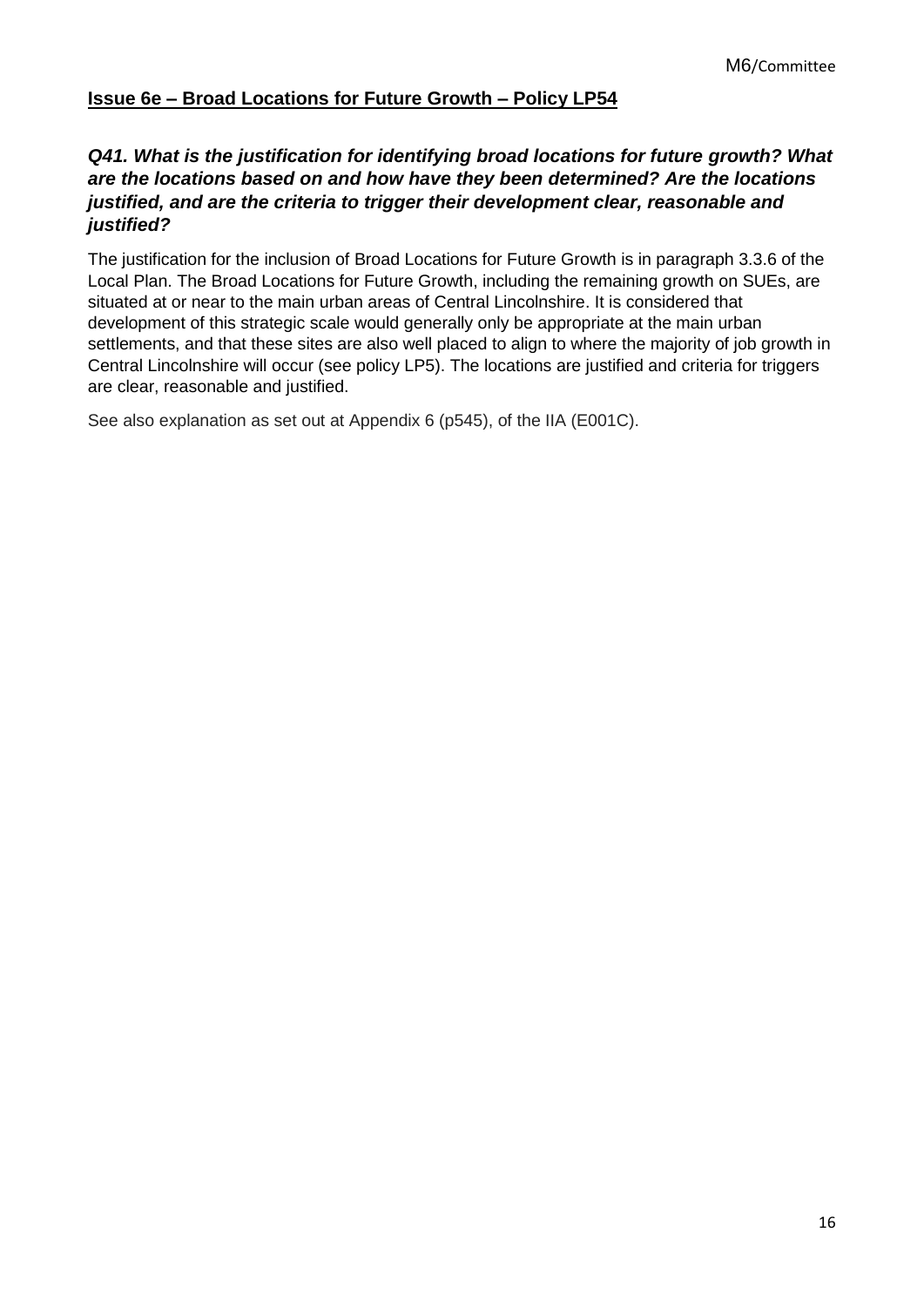**Issue 6e – Broad Locations for Future Growth – Policy LP54**

***Q41. What is the justification for identifying broad locations for future growth? What are the locations based on and how have they been determined? Are the locations justified, and are the criteria to trigger their development clear, reasonable and justified?***

The justification for the inclusion of Broad Locations for Future Growth is in paragraph 3.3.6 of the Local Plan. The Broad Locations for Future Growth, including the remaining growth on SUEs, are situated at or near to the main urban areas of Central Lincolnshire. It is considered that development of this strategic scale would generally only be appropriate at the main urban settlements, and that these sites are also well placed to align to where the majority of job growth in Central Lincolnshire will occur (see policy LP5). The locations are justified and criteria for triggers are clear, reasonable and justified.

See also explanation as set out at Appendix 6 (p545), of the IIA (E001C).